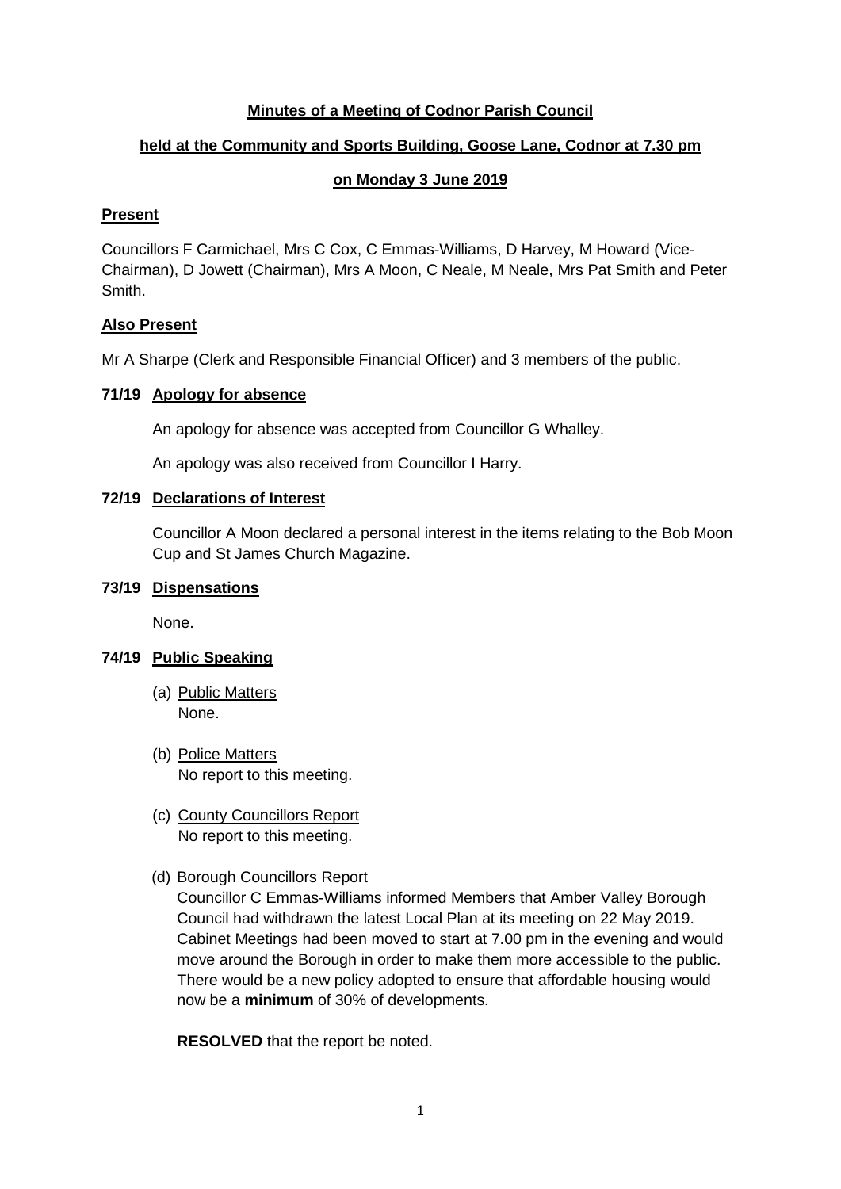# Minutes of a Meeting of Codnor Parish Council

## held at the Community and Sports Building, Goose Lane, Codnor at 7.30 pm

## on Monday 3 June 2019

### Present

Councillors F Carmichael, Mrs C Cox, C Emmas-Williams, D Harvey, M Howard (Vice-Chairman), D Jowett (Chairman), Mrs A Moon, C Neale, M Neale, Mrs Pat Smith and Peter Smith.

### Also Present

Mr A Sharpe (Clerk and Responsible Financial Officer) and 3 members of the public.

### 71/19 Apology for absence

An apology for absence was accepted from Councillor G Whalley.

An apology was also received from Councillor I Harry.

### 72/19 Declarations of Interest

Councillor A Moon declared a personal interest in the items relating to the Bob Moon Cup and St James Church Magazine.

### 73/19 Dispensations

None.

### 74/19 Public Speaking

(a) Public Matters
None.

(b) Police Matters
No report to this meeting.

(c) County Councillors Report
No report to this meeting.

(d) Borough Councillors Report
Councillor C Emmas-Williams informed Members that Amber Valley Borough Council had withdrawn the latest Local Plan at its meeting on 22 May 2019. Cabinet Meetings had been moved to start at 7.00 pm in the evening and would move around the Borough in order to make them more accessible to the public. There would be a new policy adopted to ensure that affordable housing would now be a **minimum** of 30% of developments.

**RESOLVED** that the report be noted.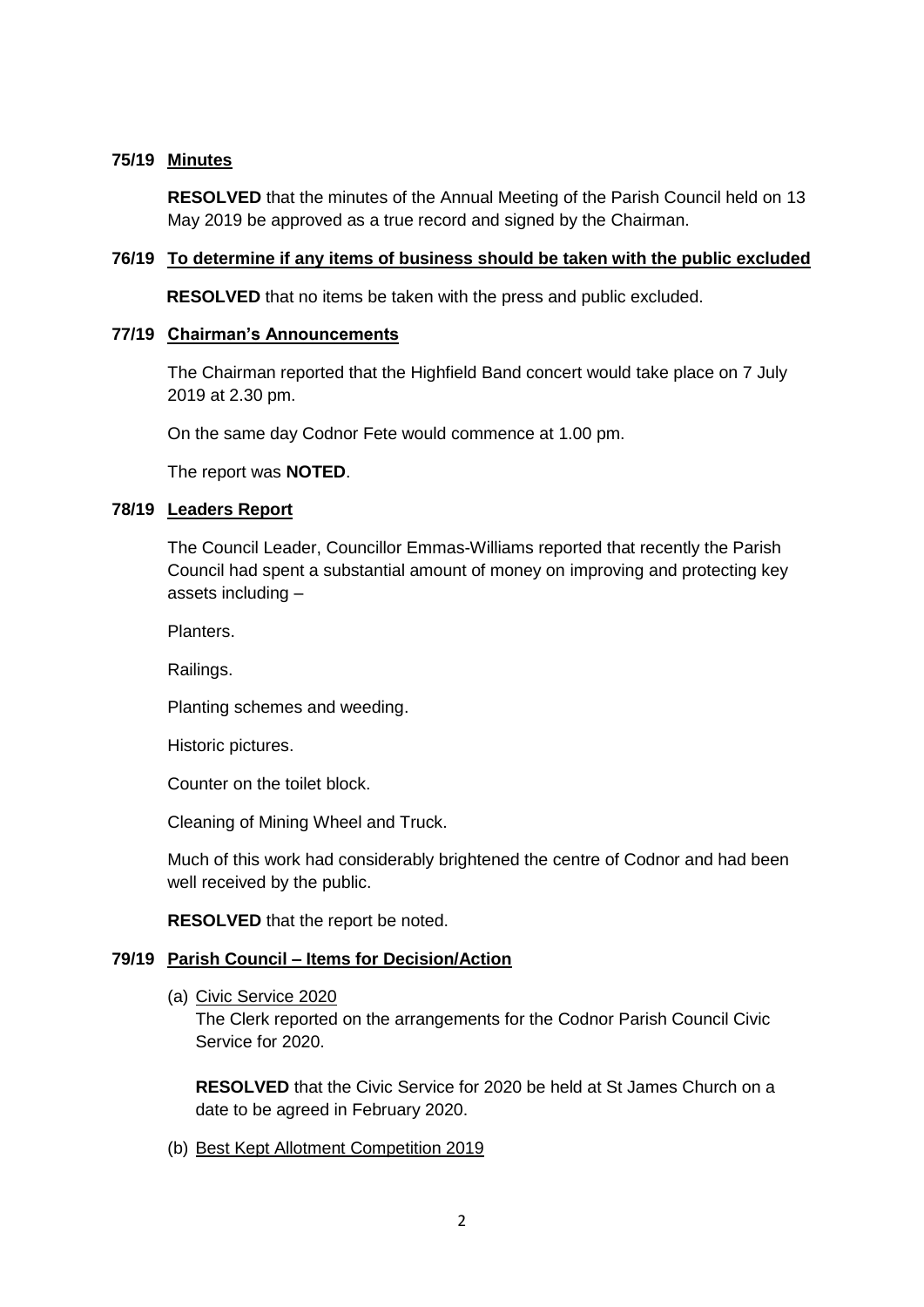**75/19 Minutes**

**RESOLVED** that the minutes of the Annual Meeting of the Parish Council held on 13 May 2019 be approved as a true record and signed by the Chairman.

**76/19 To determine if any items of business should be taken with the public excluded**

**RESOLVED** that no items be taken with the press and public excluded.

**77/19 Chairman's Announcements**

The Chairman reported that the Highfield Band concert would take place on 7 July 2019 at 2.30 pm.

On the same day Codnor Fete would commence at 1.00 pm.

The report was **NOTED**.

**78/19 Leaders Report**

The Council Leader, Councillor Emmas-Williams reported that recently the Parish Council had spent a substantial amount of money on improving and protecting key assets including –

Planters.

Railings.

Planting schemes and weeding.

Historic pictures.

Counter on the toilet block.

Cleaning of Mining Wheel and Truck.

Much of this work had considerably brightened the centre of Codnor and had been well received by the public.

**RESOLVED** that the report be noted.

**79/19 Parish Council – Items for Decision/Action**

(a) Civic Service 2020

The Clerk reported on the arrangements for the Codnor Parish Council Civic Service for 2020.

**RESOLVED** that the Civic Service for 2020 be held at St James Church on a date to be agreed in February 2020.

(b) Best Kept Allotment Competition 2019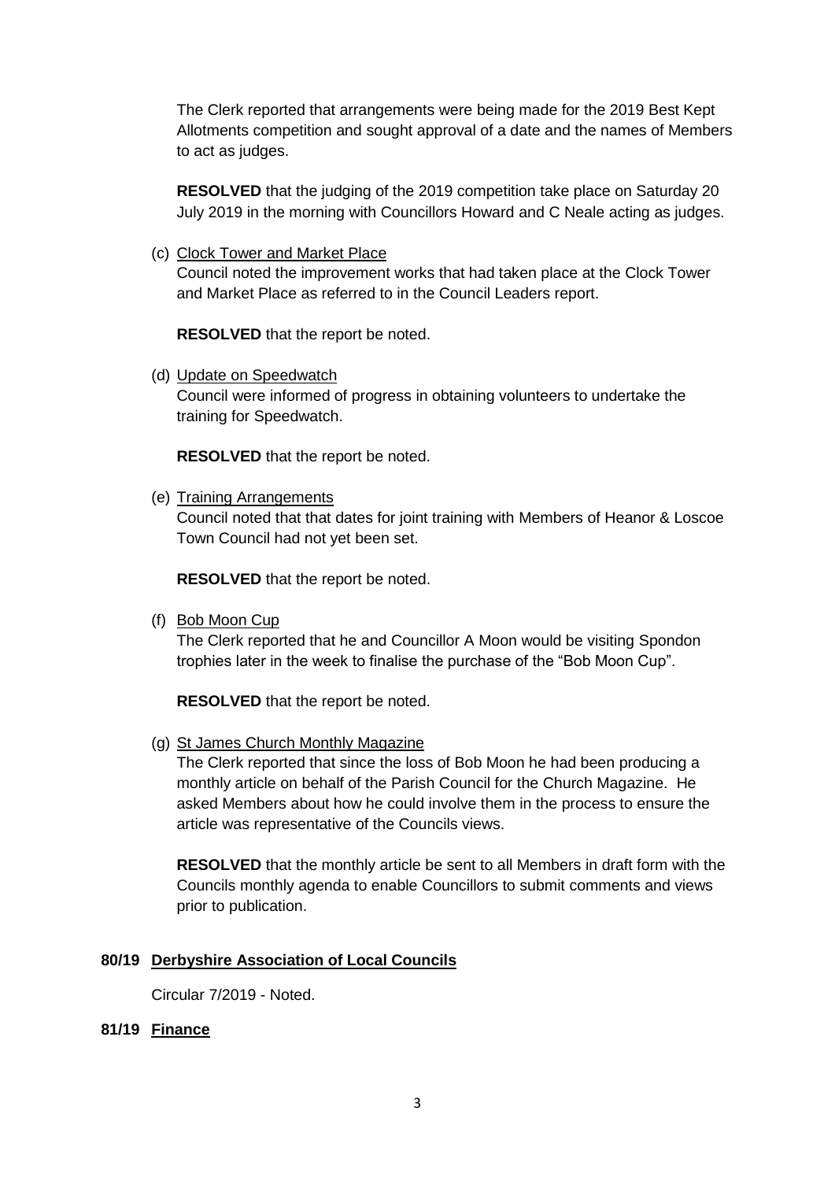The Clerk reported that arrangements were being made for the 2019 Best Kept Allotments competition and sought approval of a date and the names of Members to act as judges.

**RESOLVED** that the judging of the 2019 competition take place on Saturday 20 July 2019 in the morning with Councillors Howard and C Neale acting as judges.

(c) Clock Tower and Market Place
Council noted the improvement works that had taken place at the Clock Tower and Market Place as referred to in the Council Leaders report.

**RESOLVED** that the report be noted.

(d) Update on Speedwatch
Council were informed of progress in obtaining volunteers to undertake the training for Speedwatch.

**RESOLVED** that the report be noted.

(e) Training Arrangements
Council noted that that dates for joint training with Members of Heanor & Loscoe Town Council had not yet been set.

**RESOLVED** that the report be noted.

(f) Bob Moon Cup
The Clerk reported that he and Councillor A Moon would be visiting Spondon trophies later in the week to finalise the purchase of the "Bob Moon Cup".

**RESOLVED** that the report be noted.

(g) St James Church Monthly Magazine
The Clerk reported that since the loss of Bob Moon he had been producing a monthly article on behalf of the Parish Council for the Church Magazine. He asked Members about how he could involve them in the process to ensure the article was representative of the Councils views.

**RESOLVED** that the monthly article be sent to all Members in draft form with the Councils monthly agenda to enable Councillors to submit comments and views prior to publication.

**80/19 Derbyshire Association of Local Councils**

Circular 7/2019 - Noted.

**81/19 Finance**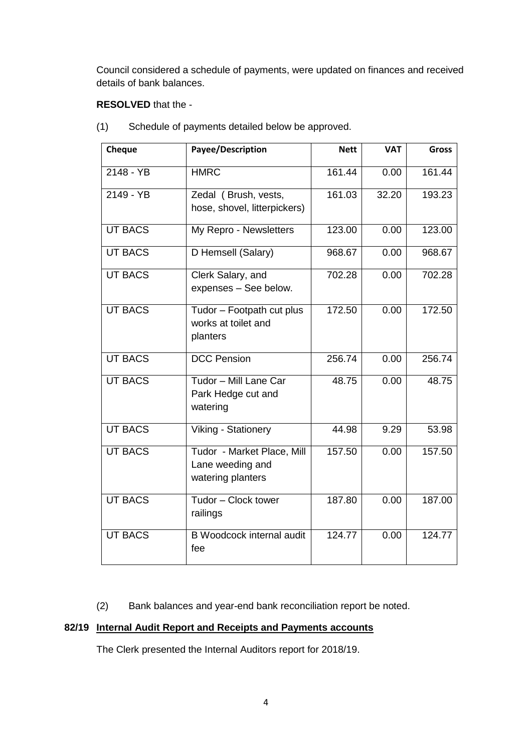Council considered a schedule of payments, were updated on finances and received details of bank balances.

**RESOLVED** that the -

(1) Schedule of payments detailed below be approved.

| Cheque | Payee/Description | Nett | VAT | Gross |
|---|---|---|---|---|
| 2148 - YB | HMRC | 161.44 | 0.00 | 161.44 |
| 2149 - YB | Zedal ( Brush, vests, hose, shovel, litterpickers) | 161.03 | 32.20 | 193.23 |
| UT BACS | My Repro - Newsletters | 123.00 | 0.00 | 123.00 |
| UT BACS | D Hemsell (Salary) | 968.67 | 0.00 | 968.67 |
| UT BACS | Clerk Salary, and expenses – See below. | 702.28 | 0.00 | 702.28 |
| UT BACS | Tudor – Footpath cut plus works at toilet and planters | 172.50 | 0.00 | 172.50 |
| UT BACS | DCC Pension | 256.74 | 0.00 | 256.74 |
| UT BACS | Tudor – Mill Lane Car Park Hedge cut and watering | 48.75 | 0.00 | 48.75 |
| UT BACS | Viking - Stationery | 44.98 | 9.29 | 53.98 |
| UT BACS | Tudor - Market Place, Mill Lane weeding and watering planters | 157.50 | 0.00 | 157.50 |
| UT BACS | Tudor – Clock tower railings | 187.80 | 0.00 | 187.00 |
| UT BACS | B Woodcock internal audit fee | 124.77 | 0.00 | 124.77 |

(2) Bank balances and year-end bank reconciliation report be noted.

## 82/19 Internal Audit Report and Receipts and Payments accounts

The Clerk presented the Internal Auditors report for 2018/19.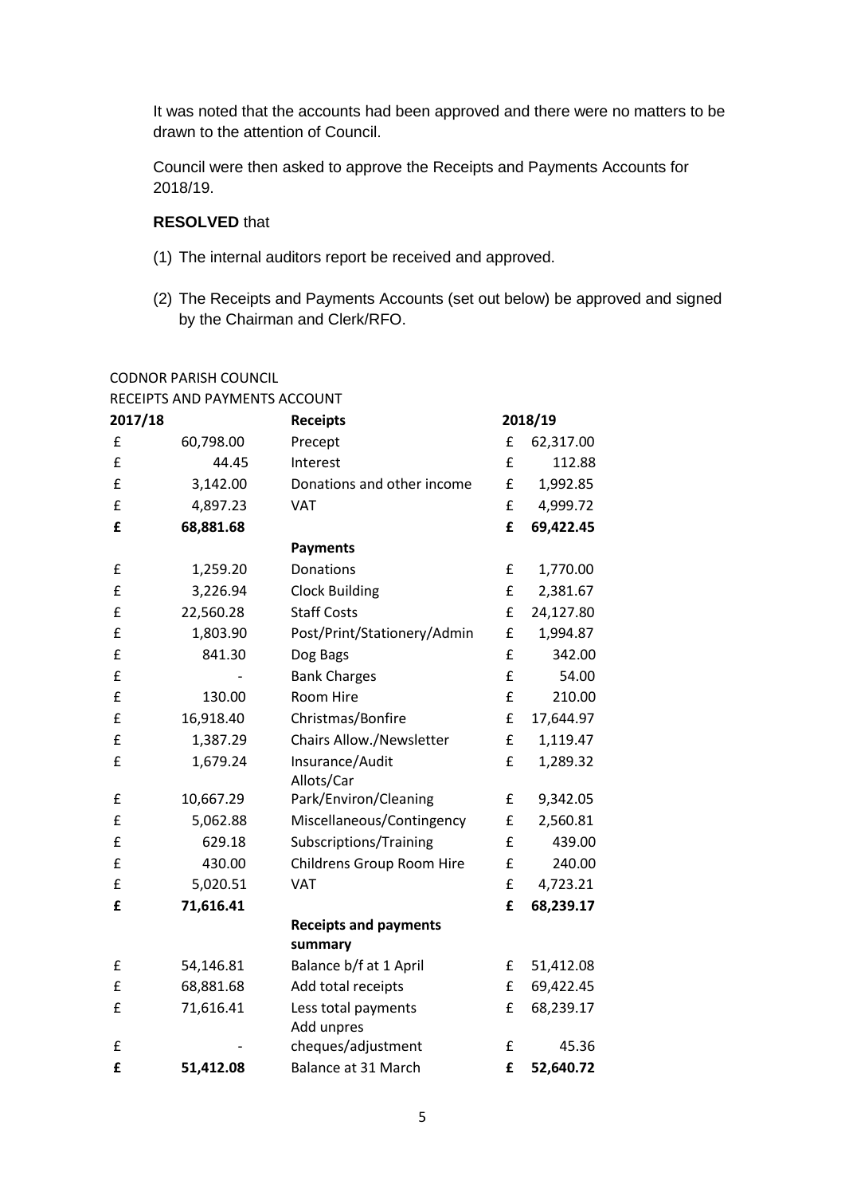It was noted that the accounts had been approved and there were no matters to be drawn to the attention of Council.

Council were then asked to approve the Receipts and Payments Accounts for 2018/19.

**RESOLVED** that

(1) The internal auditors report be received and approved.

(2) The Receipts and Payments Accounts (set out below) be approved and signed by the Chairman and Clerk/RFO.

CODNOR PARISH COUNCIL

RECEIPTS AND PAYMENTS ACCOUNT

| **2017/18** | | **Receipts** | **2018/19** | |
|---|---|---|---|---|
| £ | 60,798.00 | Precept | £ | 62,317.00 |
| £ | 44.45 | Interest | £ | 112.88 |
| £ | 3,142.00 | Donations and other income | £ | 1,992.85 |
| £ | 4,897.23 | VAT | £ | 4,999.72 |
| **£** | **68,881.68** | | **£** | **69,422.45** |
| | | **Payments** | | |
| £ | 1,259.20 | Donations | £ | 1,770.00 |
| £ | 3,226.94 | Clock Building | £ | 2,381.67 |
| £ | 22,560.28 | Staff Costs | £ | 24,127.80 |
| £ | 1,803.90 | Post/Print/Stationery/Admin | £ | 1,994.87 |
| £ | 841.30 | Dog Bags | £ | 342.00 |
| £ | - | Bank Charges | £ | 54.00 |
| £ | 130.00 | Room Hire | £ | 210.00 |
| £ | 16,918.40 | Christmas/Bonfire | £ | 17,644.97 |
| £ | 1,387.29 | Chairs Allow./Newsletter | £ | 1,119.47 |
| £ | 1,679.24 | Insurance/Audit | £ | 1,289.32 |
| £ | 10,667.29 | Allots/Car Park/Environ/Cleaning | £ | 9,342.05 |
| £ | 5,062.88 | Miscellaneous/Contingency | £ | 2,560.81 |
| £ | 629.18 | Subscriptions/Training | £ | 439.00 |
| £ | 430.00 | Childrens Group Room Hire | £ | 240.00 |
| £ | 5,020.51 | VAT | £ | 4,723.21 |
| **£** | **71,616.41** | | **£** | **68,239.17** |
| | | **Receipts and payments summary** | | |
| £ | 54,146.81 | Balance b/f at 1 April | £ | 51,412.08 |
| £ | 68,881.68 | Add total receipts | £ | 69,422.45 |
| £ | 71,616.41 | Less total payments | £ | 68,239.17 |
| £ | - | Add unpres cheques/adjustment | £ | 45.36 |
| **£** | **51,412.08** | Balance at 31 March | **£** | **52,640.72** |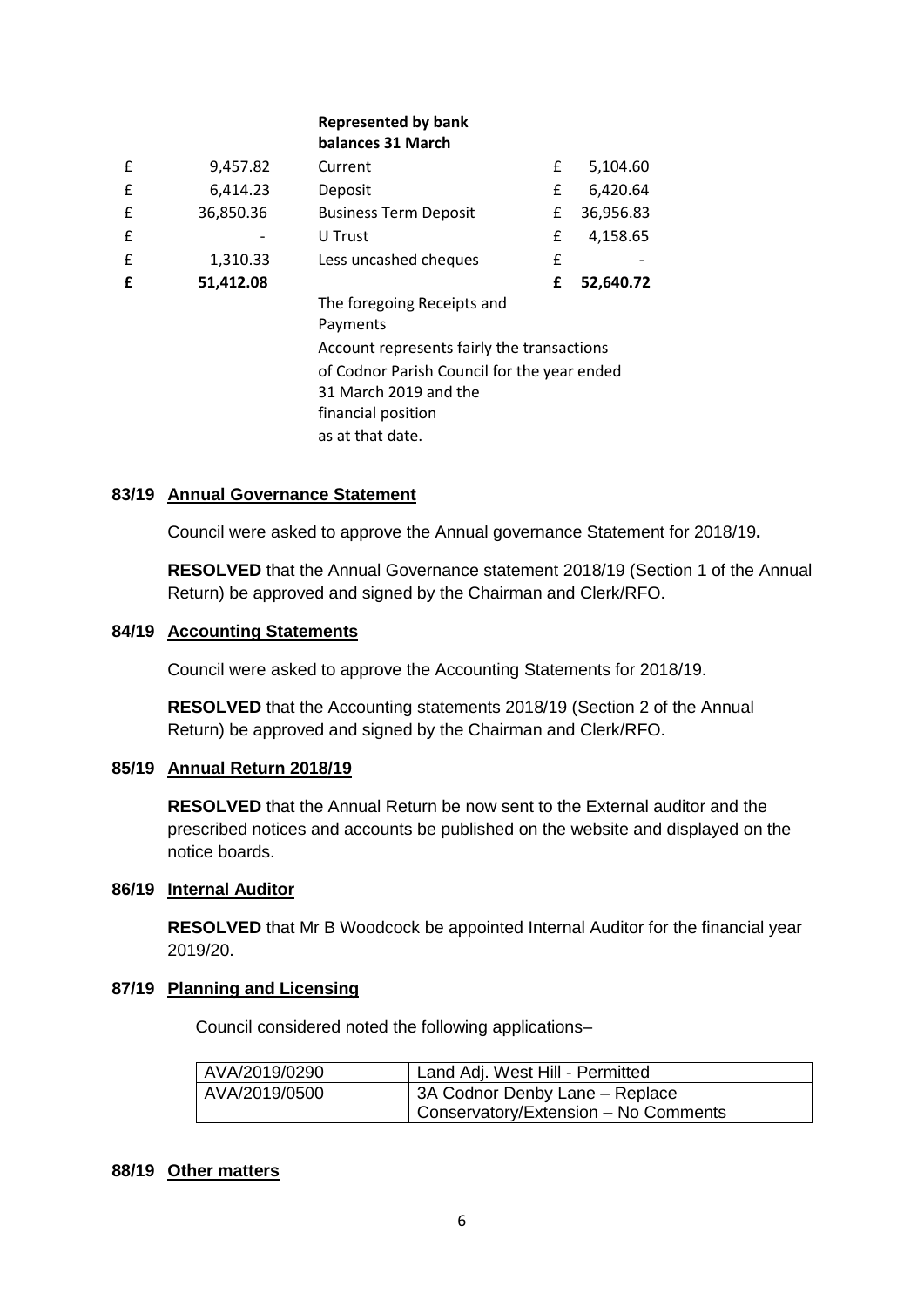| | | Represented by bank balances 31 March | | |
|---|---|---|---|---|
| £ | 9,457.82 | Current | £ | 5,104.60 |
| £ | 6,414.23 | Deposit | £ | 6,420.64 |
| £ | 36,850.36 | Business Term Deposit | £ | 36,956.83 |
| £ | - | U Trust | £ | 4,158.65 |
| £ | 1,310.33 | Less uncashed cheques | £ | - |
| **£** | **51,412.08** | | **£** | **52,640.72** |

The foregoing Receipts and Payments Account represents fairly the transactions of Codnor Parish Council for the year ended 31 March 2019 and the financial position as at that date.

**83/19 Annual Governance Statement**

Council were asked to approve the Annual governance Statement for 2018/19**.**

**RESOLVED** that the Annual Governance statement 2018/19 (Section 1 of the Annual Return) be approved and signed by the Chairman and Clerk/RFO.

**84/19 Accounting Statements**

Council were asked to approve the Accounting Statements for 2018/19.

**RESOLVED** that the Accounting statements 2018/19 (Section 2 of the Annual Return) be approved and signed by the Chairman and Clerk/RFO.

**85/19 Annual Return 2018/19**

**RESOLVED** that the Annual Return be now sent to the External auditor and the prescribed notices and accounts be published on the website and displayed on the notice boards.

**86/19 Internal Auditor**

**RESOLVED** that Mr B Woodcock be appointed Internal Auditor for the financial year 2019/20.

**87/19 Planning and Licensing**

Council considered noted the following applications–

| | |
|---|---|
| AVA/2019/0290 | Land Adj. West Hill - Permitted |
| AVA/2019/0500 | 3A Codnor Denby Lane – Replace Conservatory/Extension – No Comments |

**88/19 Other matters**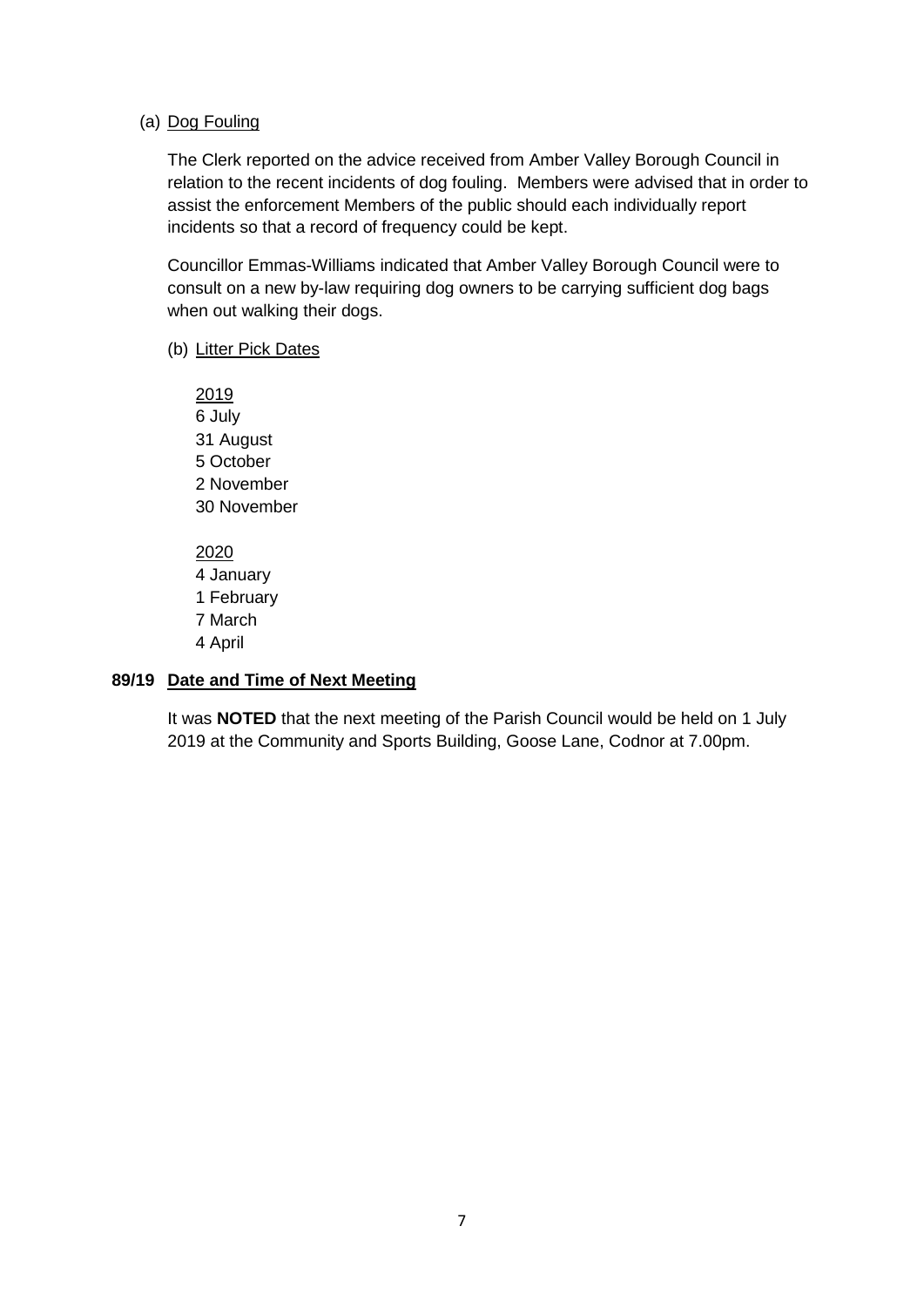(a) Dog Fouling

The Clerk reported on the advice received from Amber Valley Borough Council in relation to the recent incidents of dog fouling. Members were advised that in order to assist the enforcement Members of the public should each individually report incidents so that a record of frequency could be kept.

Councillor Emmas-Williams indicated that Amber Valley Borough Council were to consult on a new by-law requiring dog owners to be carrying sufficient dog bags when out walking their dogs.

(b) Litter Pick Dates

2019
6 July
31 August
5 October
2 November
30 November

2020
4 January
1 February
7 March
4 April

**89/19 Date and Time of Next Meeting**

It was **NOTED** that the next meeting of the Parish Council would be held on 1 July 2019 at the Community and Sports Building, Goose Lane, Codnor at 7.00pm.